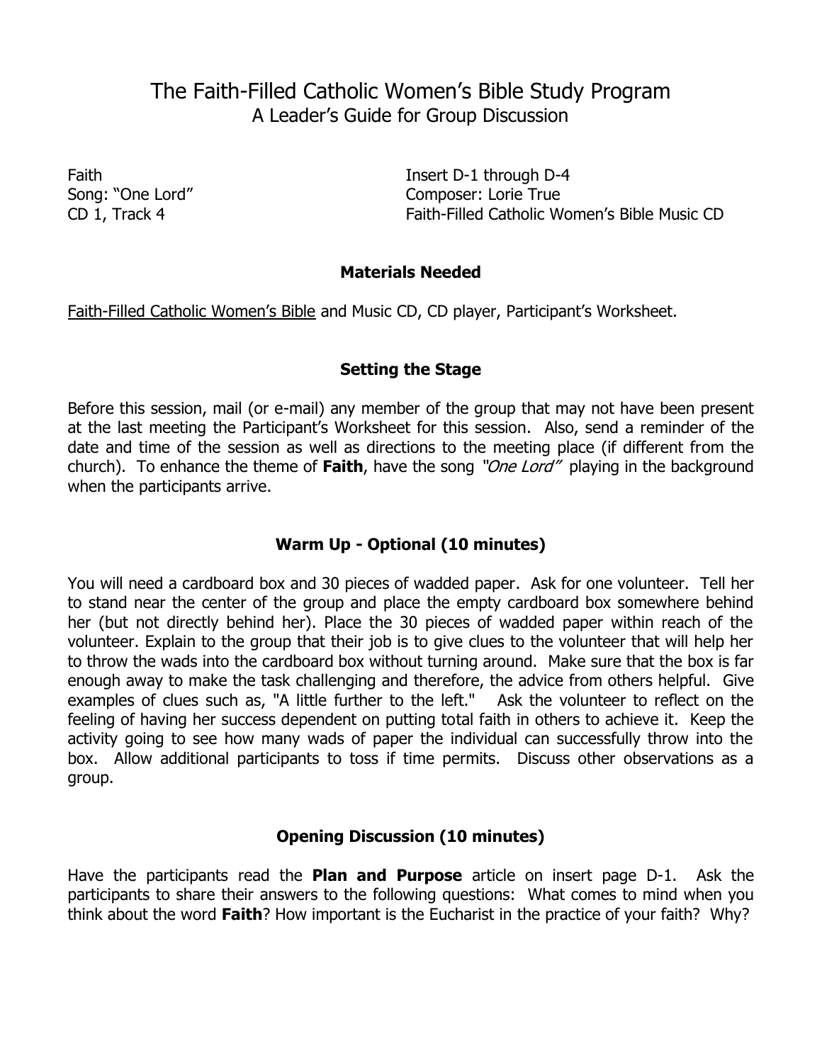# The Faith-Filled Catholic Women's Bible Study Program
## A Leader's Guide for Group Discussion

Faith
Song: "One Lord"
CD 1, Track 4

Insert D-1 through D-4
Composer: Lorie True
Faith-Filled Catholic Women's Bible Music CD

### Materials Needed

Faith-Filled Catholic Women's Bible and Music CD, CD player, Participant's Worksheet.

### Setting the Stage

Before this session, mail (or e-mail) any member of the group that may not have been present at the last meeting the Participant's Worksheet for this session. Also, send a reminder of the date and time of the session as well as directions to the meeting place (if different from the church). To enhance the theme of **Faith**, have the song *"One Lord"* playing in the background when the participants arrive.

### Warm Up - Optional (10 minutes)

You will need a cardboard box and 30 pieces of wadded paper. Ask for one volunteer. Tell her to stand near the center of the group and place the empty cardboard box somewhere behind her (but not directly behind her). Place the 30 pieces of wadded paper within reach of the volunteer. Explain to the group that their job is to give clues to the volunteer that will help her to throw the wads into the cardboard box without turning around. Make sure that the box is far enough away to make the task challenging and therefore, the advice from others helpful. Give examples of clues such as, "A little further to the left." Ask the volunteer to reflect on the feeling of having her success dependent on putting total faith in others to achieve it. Keep the activity going to see how many wads of paper the individual can successfully throw into the box. Allow additional participants to toss if time permits. Discuss other observations as a group.

### Opening Discussion (10 minutes)

Have the participants read the **Plan and Purpose** article on insert page D-1. Ask the participants to share their answers to the following questions: What comes to mind when you think about the word **Faith**? How important is the Eucharist in the practice of your faith? Why?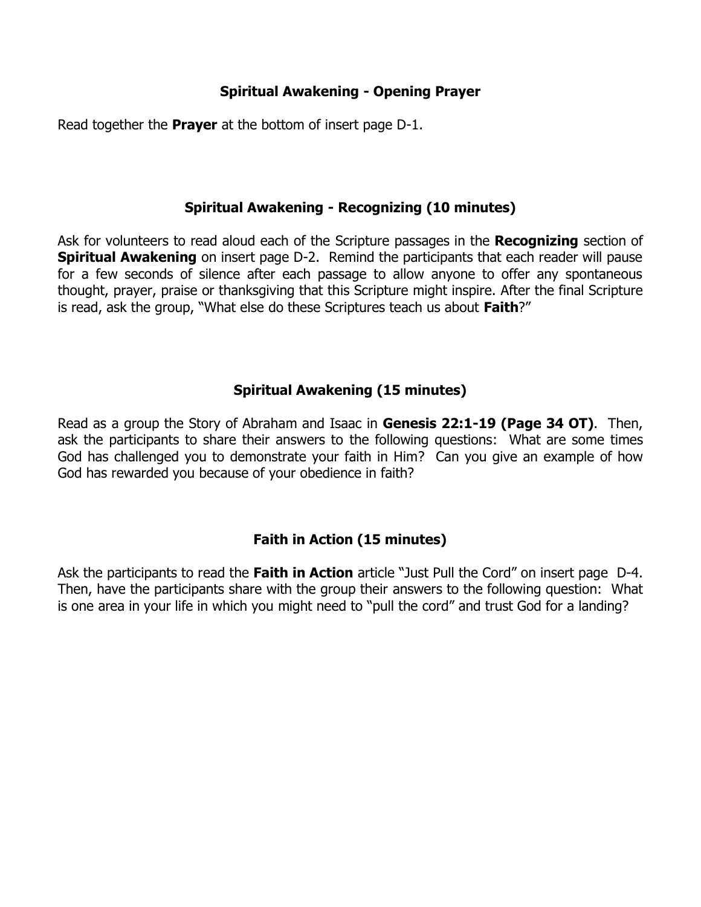### Spiritual Awakening - Opening Prayer

Read together the **Prayer** at the bottom of insert page D-1.

### Spiritual Awakening - Recognizing (10 minutes)

Ask for volunteers to read aloud each of the Scripture passages in the **Recognizing** section of **Spiritual Awakening** on insert page D-2. Remind the participants that each reader will pause for a few seconds of silence after each passage to allow anyone to offer any spontaneous thought, prayer, praise or thanksgiving that this Scripture might inspire. After the final Scripture is read, ask the group, "What else do these Scriptures teach us about **Faith**?"

### Spiritual Awakening (15 minutes)

Read as a group the Story of Abraham and Isaac in **Genesis 22:1-19 (Page 34 OT)**. Then, ask the participants to share their answers to the following questions: What are some times God has challenged you to demonstrate your faith in Him? Can you give an example of how God has rewarded you because of your obedience in faith?

### Faith in Action (15 minutes)

Ask the participants to read the **Faith in Action** article "Just Pull the Cord" on insert page D-4. Then, have the participants share with the group their answers to the following question: What is one area in your life in which you might need to "pull the cord" and trust God for a landing?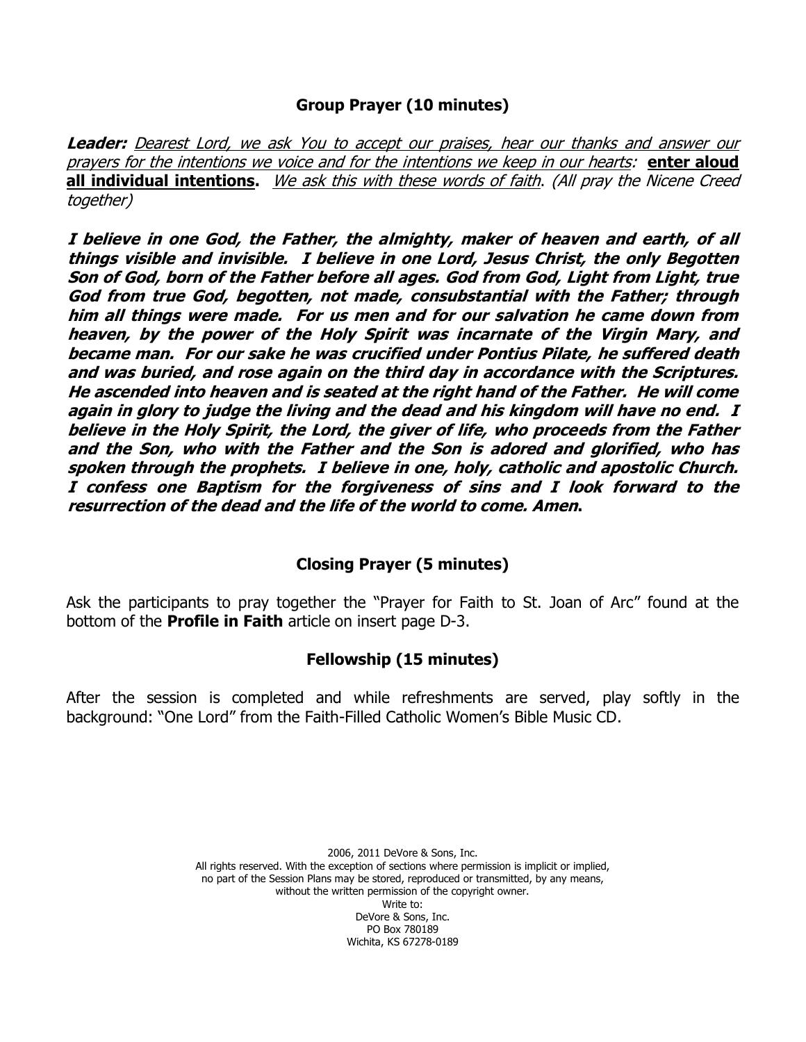## Group Prayer (10 minutes)

***Leader:*** *Dearest Lord, we ask You to accept our praises, hear our thanks and answer our prayers for the intentions we voice and for the intentions we keep in our hearts:* **enter aloud all individual intentions.** *We ask this with these words of faith. (All pray the Nicene Creed together)*

***I believe in one God, the Father, the almighty, maker of heaven and earth, of all things visible and invisible. I believe in one Lord, Jesus Christ, the only Begotten Son of God, born of the Father before all ages. God from God, Light from Light, true God from true God, begotten, not made, consubstantial with the Father; through him all things were made. For us men and for our salvation he came down from heaven, by the power of the Holy Spirit was incarnate of the Virgin Mary, and became man. For our sake he was crucified under Pontius Pilate, he suffered death and was buried, and rose again on the third day in accordance with the Scriptures. He ascended into heaven and is seated at the right hand of the Father. He will come again in glory to judge the living and the dead and his kingdom will have no end. I believe in the Holy Spirit, the Lord, the giver of life, who proceeds from the Father and the Son, who with the Father and the Son is adored and glorified, who has spoken through the prophets. I believe in one, holy, catholic and apostolic Church. I confess one Baptism for the forgiveness of sins and I look forward to the resurrection of the dead and the life of the world to come. Amen*.**

## Closing Prayer (5 minutes)

Ask the participants to pray together the "Prayer for Faith to St. Joan of Arc" found at the bottom of the **Profile in Faith** article on insert page D-3.

## Fellowship (15 minutes)

After the session is completed and while refreshments are served, play softly in the background: "One Lord" from the Faith-Filled Catholic Women's Bible Music CD.

2006, 2011 DeVore & Sons, Inc.
All rights reserved. With the exception of sections where permission is implicit or implied, no part of the Session Plans may be stored, reproduced or transmitted, by any means, without the written permission of the copyright owner.
Write to:
DeVore & Sons, Inc.
PO Box 780189
Wichita, KS 67278-0189